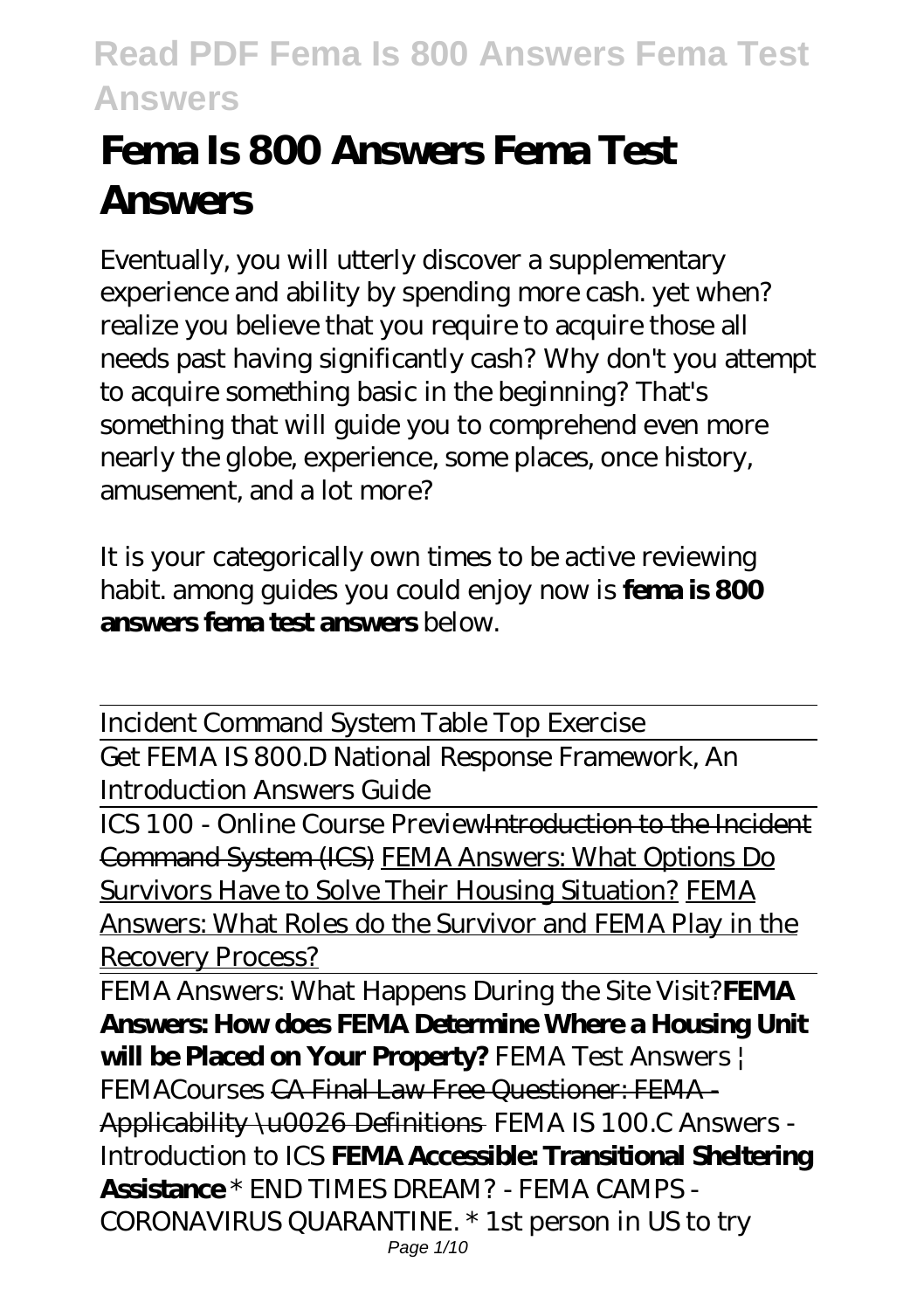# Fema Is 800 Answers Fema Test Answers

Eventually, you will utterly discover a supplementary experience and ability by spending more cash. yet when? realize you believe that you require to acquire those all needs past having significantly cash? Why don't you attempt to acquire something basic in the beginning? That's something that will guide you to comprehend even more nearly the globe, experience, some places, once history, amusement, and a lot more?

It is your categorically own times to be active reviewing habit. among guides you could enjoy now is **fema is 800 answers fema test answers** below.

Incident Command System Table Top Exercise

Get FEMA IS 800.D National Response Framework, An Introduction Answers Guide

ICS 100 - Online Course Preview Introduction to the Incident Command System (ICS) FEMA Answers: What Options Do Survivors Have to Solve Their Housing Situation? FEMA Answers: What Roles do the Survivor and FEMA Play in the Recovery Process?

FEMA Answers: What Happens During the Site Visit? **FEMA Answers: How does FEMA Determine Where a Housing Unit will be Placed on Your Property?** *FEMA Test Answers | FEMACourses* CA Final Law Free Questioner: FEMA - Applicability \u0026 Definitions *FEMA IS 100.C Answers - Introduction to ICS* **FEMA Accessible: Transitional Sheltering Assistance** *\* END TIMES DREAM? - FEMA CAMPS - CORONAVIRUS QUARANTINE. \* 1st person in US to try*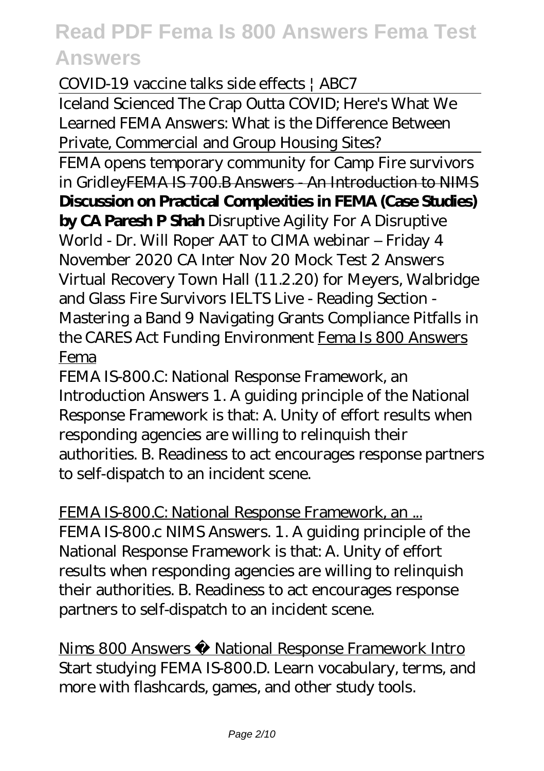COVID-19 vaccine talks side effects | ABC7

Iceland Scienced The Crap Outta COVID; Here's What We Learned FEMA Answers: What is the Difference Between Private, Commercial and Group Housing Sites?

FEMA opens temporary community for Camp Fire survivors in GridleyFEMA IS 700.B Answers - An Introduction to NIMS **Discussion on Practical Complexities in FEMA (Case Studies) by CA Paresh P Shah** Disruptive Agility For A Disruptive World - Dr. Will Roper AAT to CIMA webinar – Friday 4 November 2020 CA Inter Nov 20 Mock Test 2 Answers Virtual Recovery Town Hall (11.2.20) for Meyers, Walbridge and Glass Fire Survivors IELTS Live - Reading Section - Mastering a Band 9 Navigating Grants Compliance Pitfalls in the CARES Act Funding Environment Fema Is 800 Answers Fema

FEMA IS-800.C: National Response Framework, an Introduction Answers 1. A guiding principle of the National Response Framework is that: A. Unity of effort results when responding agencies are willing to relinquish their authorities. B. Readiness to act encourages response partners to self-dispatch to an incident scene.

FEMA IS-800.C: National Response Framework, an ...

FEMA IS-800.c NIMS Answers. 1. A guiding principle of the National Response Framework is that: A. Unity of effort results when responding agencies are willing to relinquish their authorities. B. Readiness to act encourages response partners to self-dispatch to an incident scene.

Nims 800 Answers ️ National Response Framework Intro

Start studying FEMA IS-800.D. Learn vocabulary, terms, and more with flashcards, games, and other study tools.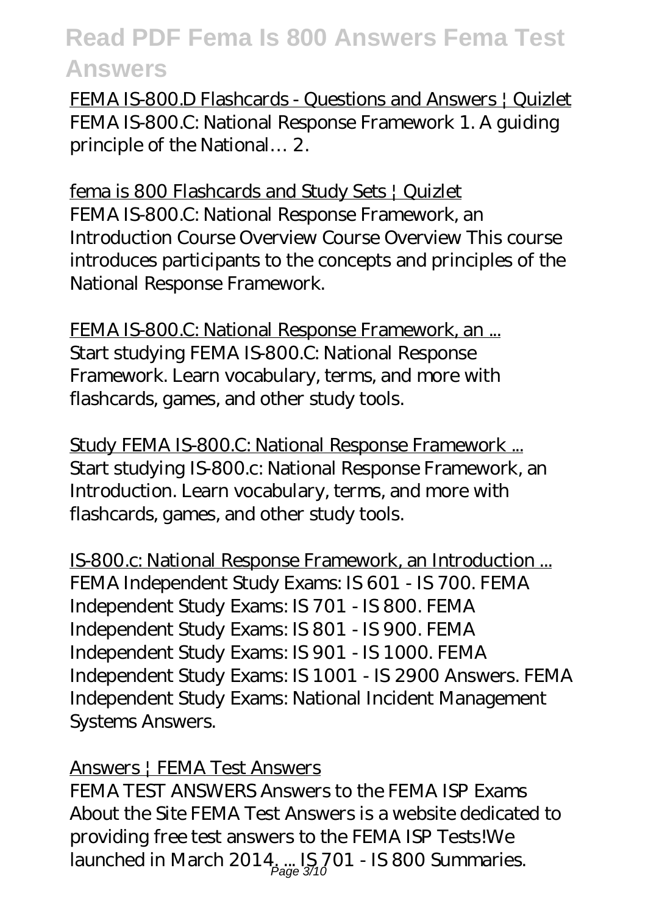FEMA IS-800.D Flashcards - Questions and Answers | Quizlet
FEMA IS-800.C: National Response Framework 1. A guiding principle of the National… 2.

fema is 800 Flashcards and Study Sets | Quizlet
FEMA IS-800.C: National Response Framework, an Introduction Course Overview Course Overview This course introduces participants to the concepts and principles of the National Response Framework.

FEMA IS-800.C: National Response Framework, an ...
Start studying FEMA IS-800.C: National Response Framework. Learn vocabulary, terms, and more with flashcards, games, and other study tools.

Study FEMA IS-800.C: National Response Framework ...
Start studying IS-800.c: National Response Framework, an Introduction. Learn vocabulary, terms, and more with flashcards, games, and other study tools.

IS-800.c: National Response Framework, an Introduction ...
FEMA Independent Study Exams: IS 601 - IS 700. FEMA Independent Study Exams: IS 701 - IS 800. FEMA Independent Study Exams: IS 801 - IS 900. FEMA Independent Study Exams: IS 901 - IS 1000. FEMA Independent Study Exams: IS 1001 - IS 2900 Answers. FEMA Independent Study Exams: National Incident Management Systems Answers.

Answers | FEMA Test Answers
FEMA TEST ANSWERS Answers to the FEMA ISP Exams About the Site FEMA Test Answers is a website dedicated to providing free test answers to the FEMA ISP Tests!We launched in March 2014. ... IS 701 - IS 800 Summaries.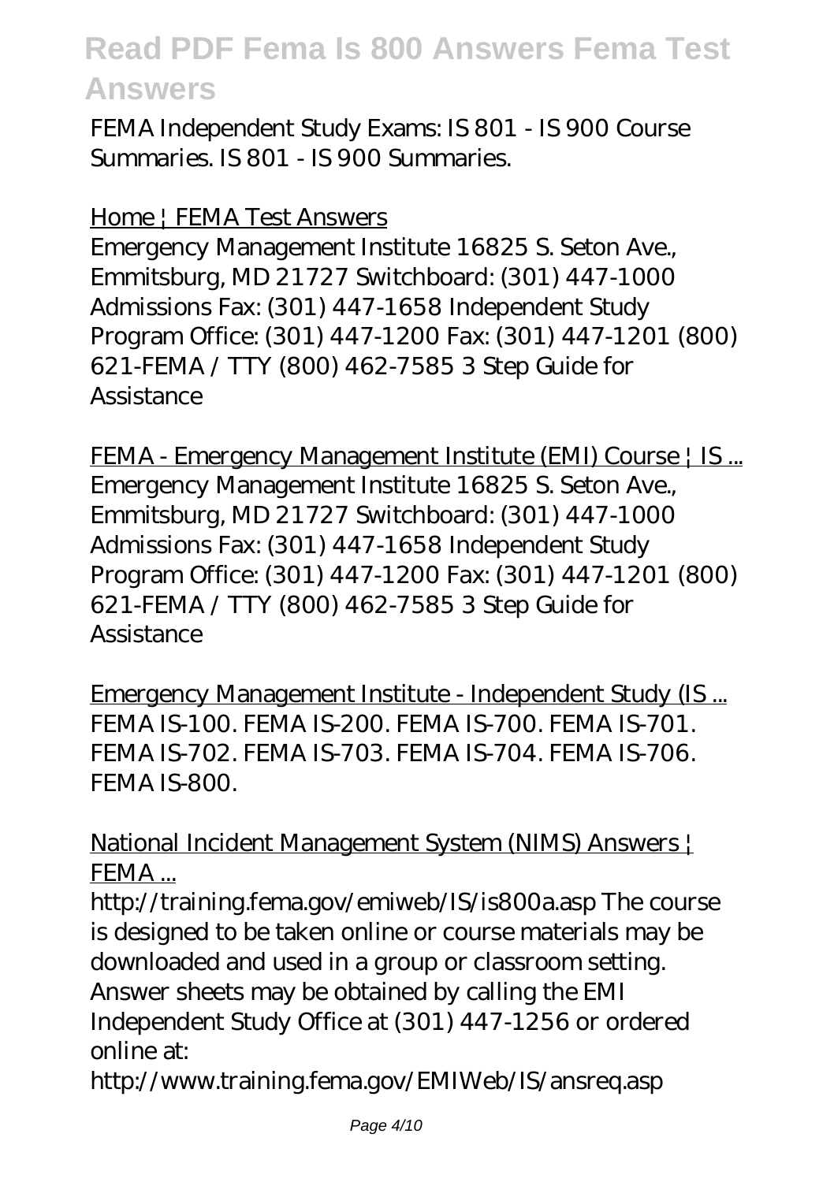FEMA Independent Study Exams: IS 801 - IS 900 Course Summaries. IS 801 - IS 900 Summaries.

Home | FEMA Test Answers

Emergency Management Institute 16825 S. Seton Ave., Emmitsburg, MD 21727 Switchboard: (301) 447-1000 Admissions Fax: (301) 447-1658 Independent Study Program Office: (301) 447-1200 Fax: (301) 447-1201 (800) 621-FEMA / TTY (800) 462-7585 3 Step Guide for Assistance

FEMA - Emergency Management Institute (EMI) Course | IS ...

Emergency Management Institute 16825 S. Seton Ave., Emmitsburg, MD 21727 Switchboard: (301) 447-1000 Admissions Fax: (301) 447-1658 Independent Study Program Office: (301) 447-1200 Fax: (301) 447-1201 (800) 621-FEMA / TTY (800) 462-7585 3 Step Guide for Assistance

Emergency Management Institute - Independent Study (IS ...

FEMA IS-100. FEMA IS-200. FEMA IS-700. FEMA IS-701. FEMA IS-702. FEMA IS-703. FEMA IS-704. FEMA IS-706. FEMA IS-800.

National Incident Management System (NIMS) Answers | FEMA ...

http://training.fema.gov/emiweb/IS/is800a.asp The course is designed to be taken online or course materials may be downloaded and used in a group or classroom setting. Answer sheets may be obtained by calling the EMI Independent Study Office at (301) 447-1256 or ordered online at:
http://www.training.fema.gov/EMIWeb/IS/ansreq.asp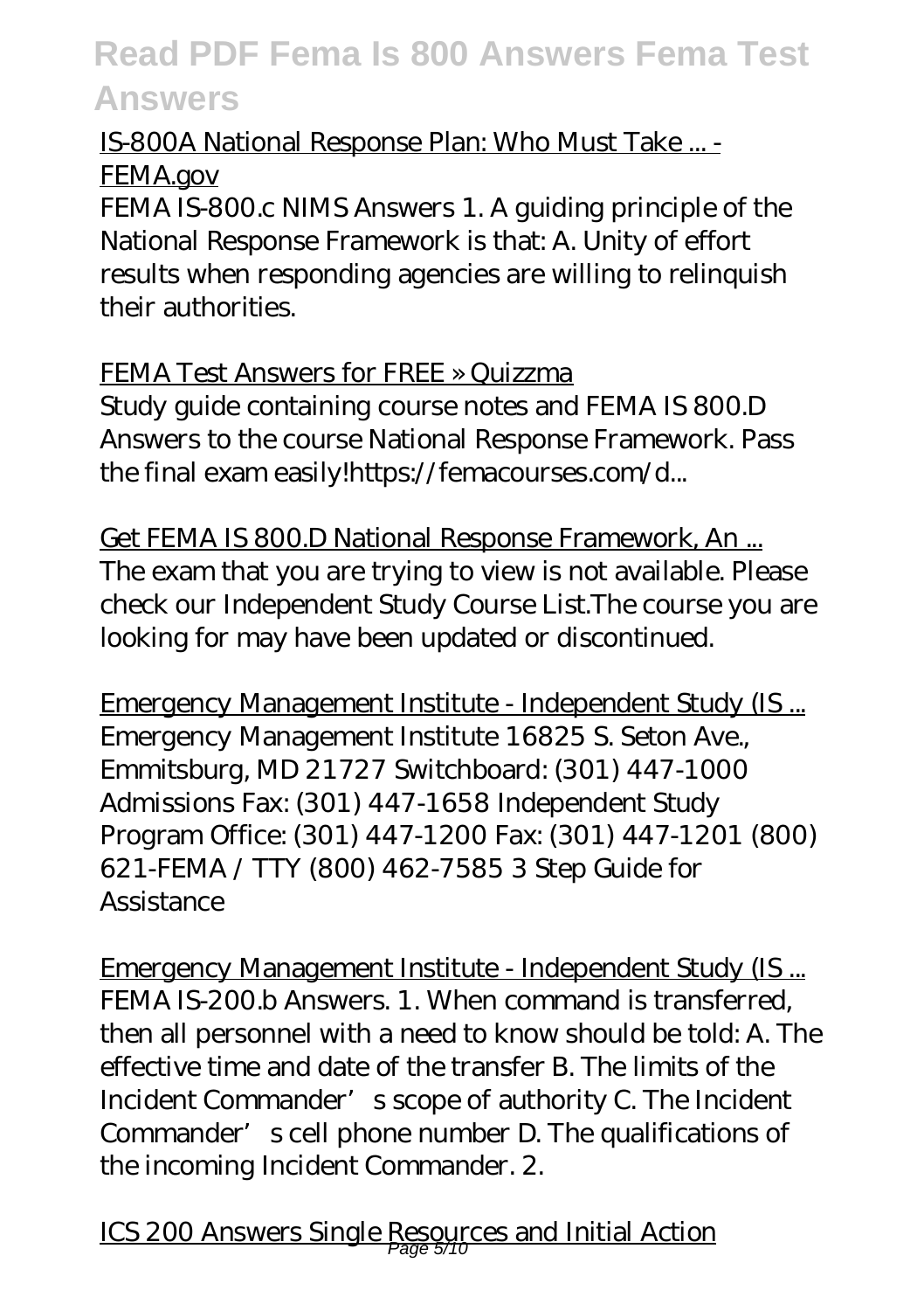IS-800A National Response Plan: Who Must Take ... - FEMA.gov

FEMA IS-800.c NIMS Answers 1. A guiding principle of the National Response Framework is that: A. Unity of effort results when responding agencies are willing to relinquish their authorities.

FEMA Test Answers for FREE » Quizzma

Study guide containing course notes and FEMA IS 800.D Answers to the course National Response Framework. Pass the final exam easily!https://femacourses.com/d...

Get FEMA IS 800.D National Response Framework, An ...

The exam that you are trying to view is not available. Please check our Independent Study Course List.The course you are looking for may have been updated or discontinued.

Emergency Management Institute - Independent Study (IS ...

Emergency Management Institute 16825 S. Seton Ave., Emmitsburg, MD 21727 Switchboard: (301) 447-1000 Admissions Fax: (301) 447-1658 Independent Study Program Office: (301) 447-1200 Fax: (301) 447-1201 (800) 621-FEMA / TTY (800) 462-7585 3 Step Guide for Assistance

Emergency Management Institute - Independent Study (IS ...

FEMA IS-200.b Answers. 1. When command is transferred, then all personnel with a need to know should be told: A. The effective time and date of the transfer B. The limits of the Incident Commander’ s scope of authority C. The Incident Commander’ s cell phone number D. The qualifications of the incoming Incident Commander. 2.

ICS 200 Answers Single Resources and Initial Action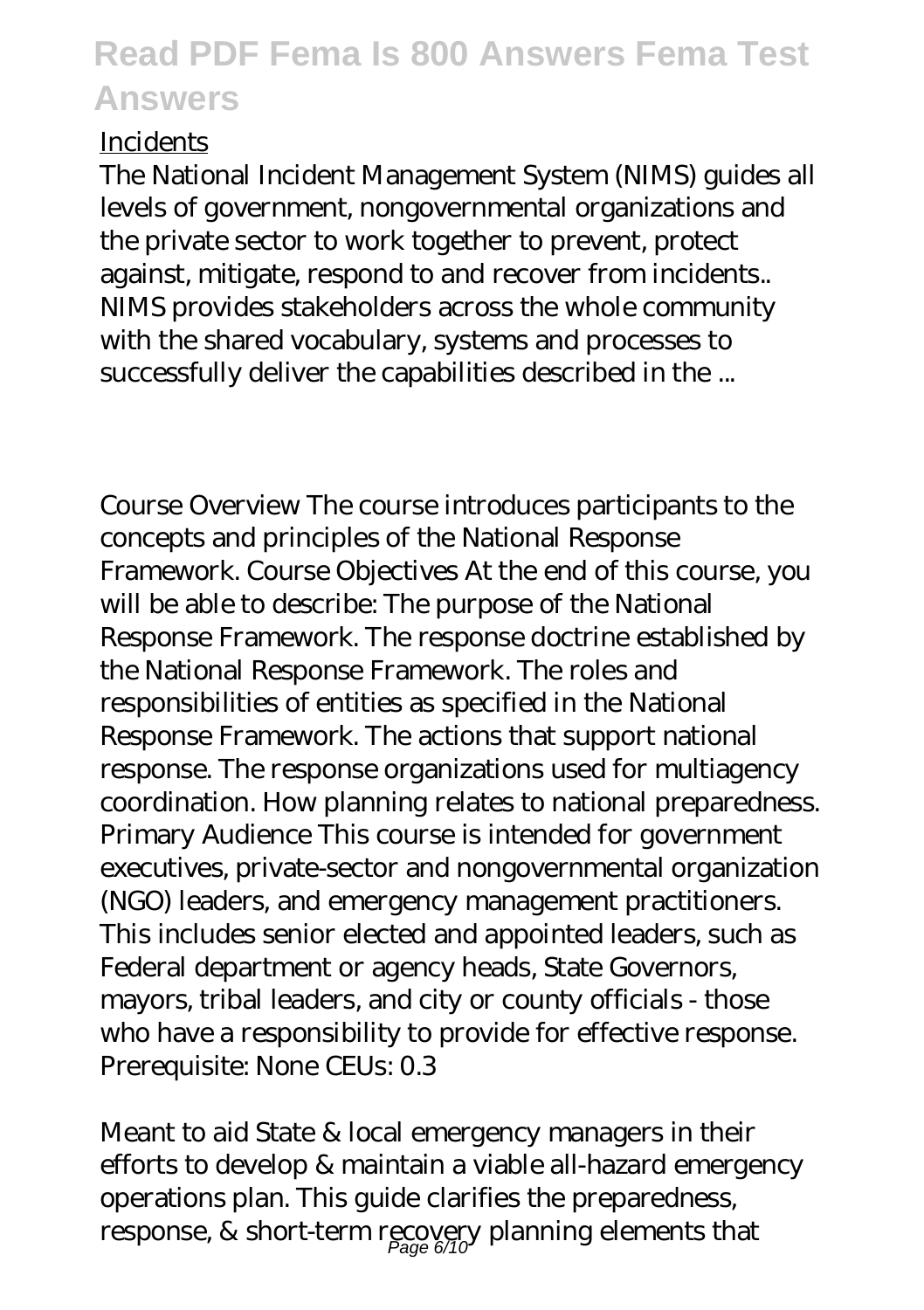Incidents

The National Incident Management System (NIMS) guides all levels of government, nongovernmental organizations and the private sector to work together to prevent, protect against, mitigate, respond to and recover from incidents.. NIMS provides stakeholders across the whole community with the shared vocabulary, systems and processes to successfully deliver the capabilities described in the ...

Course Overview The course introduces participants to the concepts and principles of the National Response Framework. Course Objectives At the end of this course, you will be able to describe: The purpose of the National Response Framework. The response doctrine established by the National Response Framework. The roles and responsibilities of entities as specified in the National Response Framework. The actions that support national response. The response organizations used for multiagency coordination. How planning relates to national preparedness. Primary Audience This course is intended for government executives, private-sector and nongovernmental organization (NGO) leaders, and emergency management practitioners. This includes senior elected and appointed leaders, such as Federal department or agency heads, State Governors, mayors, tribal leaders, and city or county officials - those who have a responsibility to provide for effective response. Prerequisite: None CEUs: 0.3

Meant to aid State & local emergency managers in their efforts to develop & maintain a viable all-hazard emergency operations plan. This guide clarifies the preparedness, response, & short-term recovery planning elements that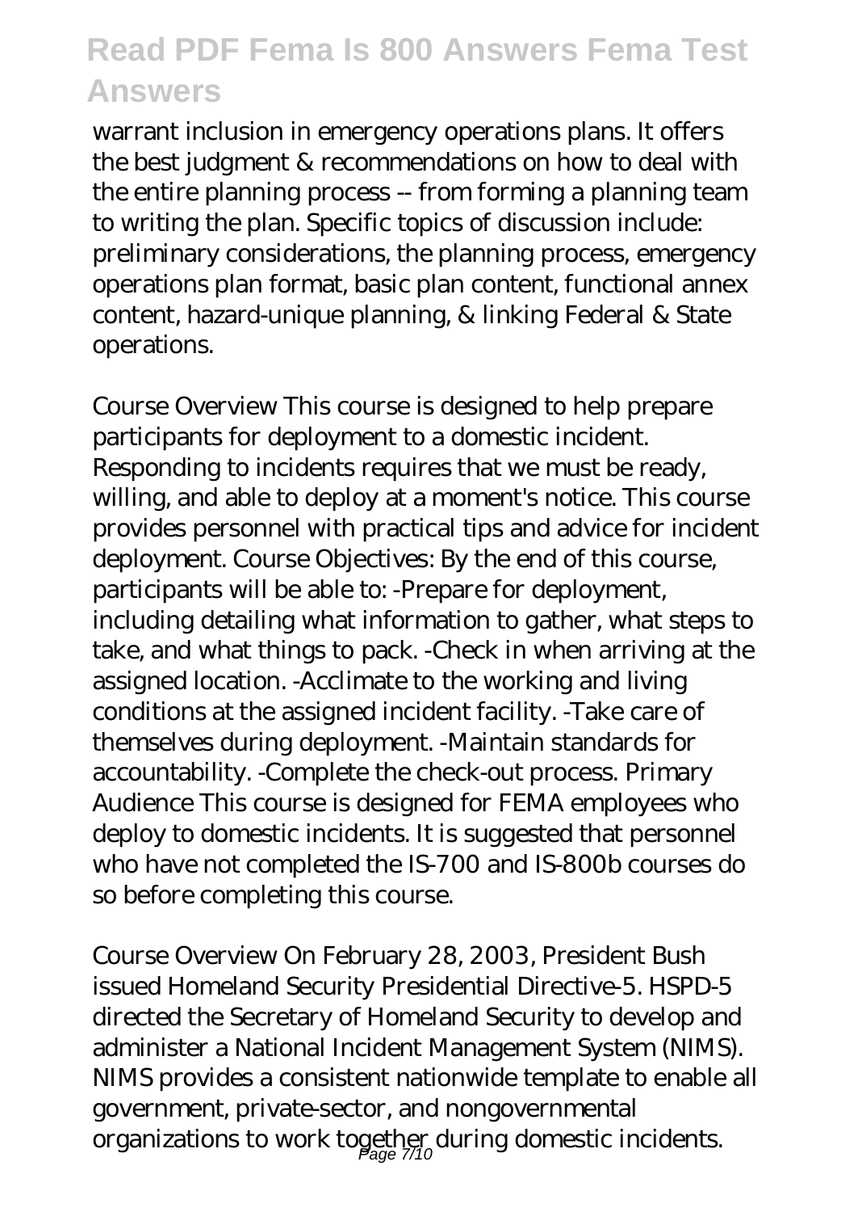warrant inclusion in emergency operations plans. It offers the best judgment & recommendations on how to deal with the entire planning process -- from forming a planning team to writing the plan. Specific topics of discussion include: preliminary considerations, the planning process, emergency operations plan format, basic plan content, functional annex content, hazard-unique planning, & linking Federal & State operations.

Course Overview This course is designed to help prepare participants for deployment to a domestic incident. Responding to incidents requires that we must be ready, willing, and able to deploy at a moment's notice. This course provides personnel with practical tips and advice for incident deployment. Course Objectives: By the end of this course, participants will be able to: -Prepare for deployment, including detailing what information to gather, what steps to take, and what things to pack. -Check in when arriving at the assigned location. -Acclimate to the working and living conditions at the assigned incident facility. -Take care of themselves during deployment. -Maintain standards for accountability. -Complete the check-out process. Primary Audience This course is designed for FEMA employees who deploy to domestic incidents. It is suggested that personnel who have not completed the IS-700 and IS-800b courses do so before completing this course.

Course Overview On February 28, 2003, President Bush issued Homeland Security Presidential Directive-5. HSPD-5 directed the Secretary of Homeland Security to develop and administer a National Incident Management System (NIMS). NIMS provides a consistent nationwide template to enable all government, private-sector, and nongovernmental organizations to work together during domestic incidents.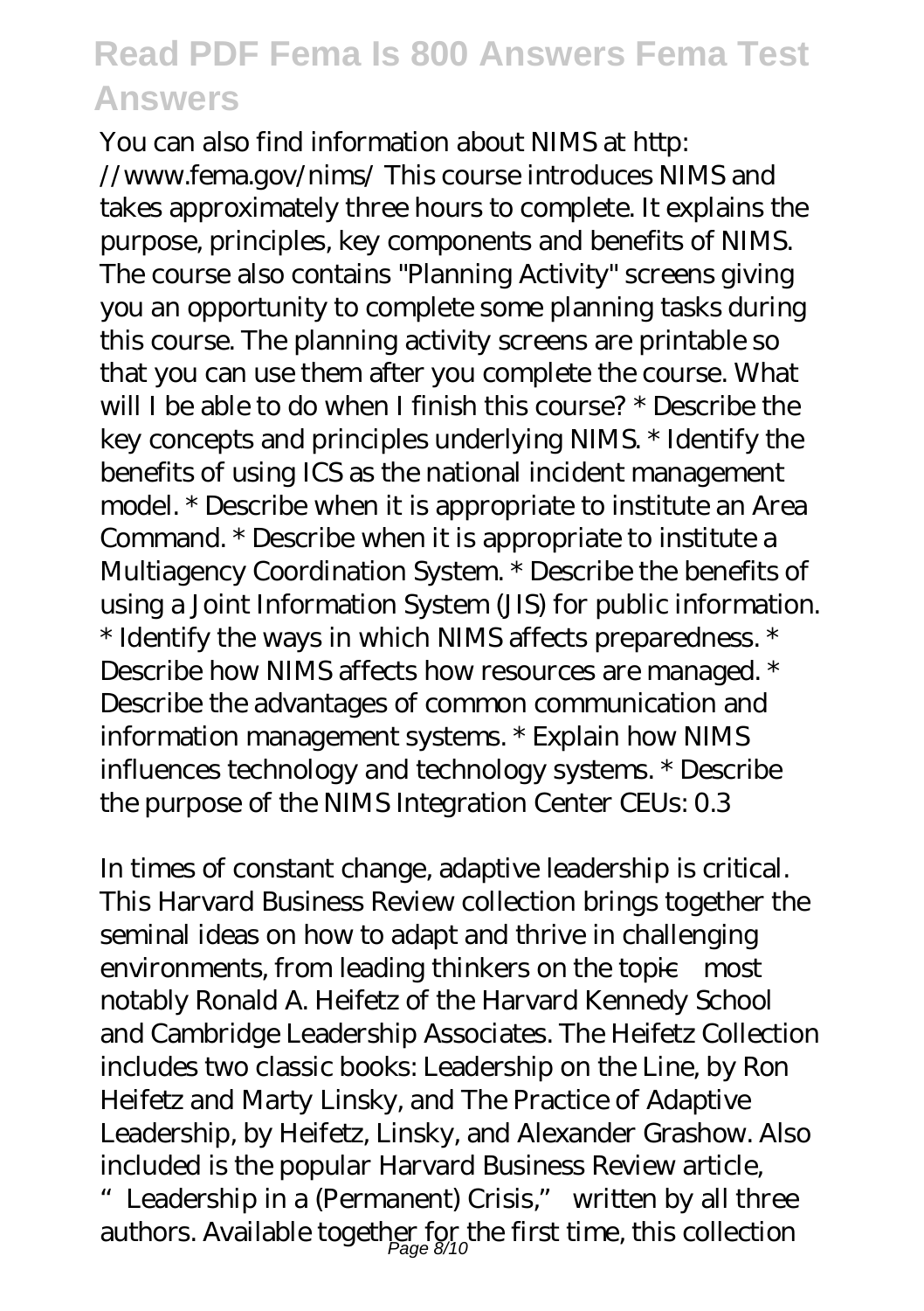You can also find information about NIMS at http: //www.fema.gov/nims/ This course introduces NIMS and takes approximately three hours to complete. It explains the purpose, principles, key components and benefits of NIMS. The course also contains "Planning Activity" screens giving you an opportunity to complete some planning tasks during this course. The planning activity screens are printable so that you can use them after you complete the course. What will I be able to do when I finish this course? * Describe the key concepts and principles underlying NIMS. * Identify the benefits of using ICS as the national incident management model. * Describe when it is appropriate to institute an Area Command. * Describe when it is appropriate to institute a Multiagency Coordination System. * Describe the benefits of using a Joint Information System (JIS) for public information. * Identify the ways in which NIMS affects preparedness. * Describe how NIMS affects how resources are managed. * Describe the advantages of common communication and information management systems. * Explain how NIMS influences technology and technology systems. * Describe the purpose of the NIMS Integration Center CEUs: 0.3

In times of constant change, adaptive leadership is critical. This Harvard Business Review collection brings together the seminal ideas on how to adapt and thrive in challenging environments, from leading thinkers on the topic—most notably Ronald A. Heifetz of the Harvard Kennedy School and Cambridge Leadership Associates. The Heifetz Collection includes two classic books: Leadership on the Line, by Ron Heifetz and Marty Linsky, and The Practice of Adaptive Leadership, by Heifetz, Linsky, and Alexander Grashow. Also included is the popular Harvard Business Review article, "Leadership in a (Permanent) Crisis," written by all three authors. Available together for the first time, this collection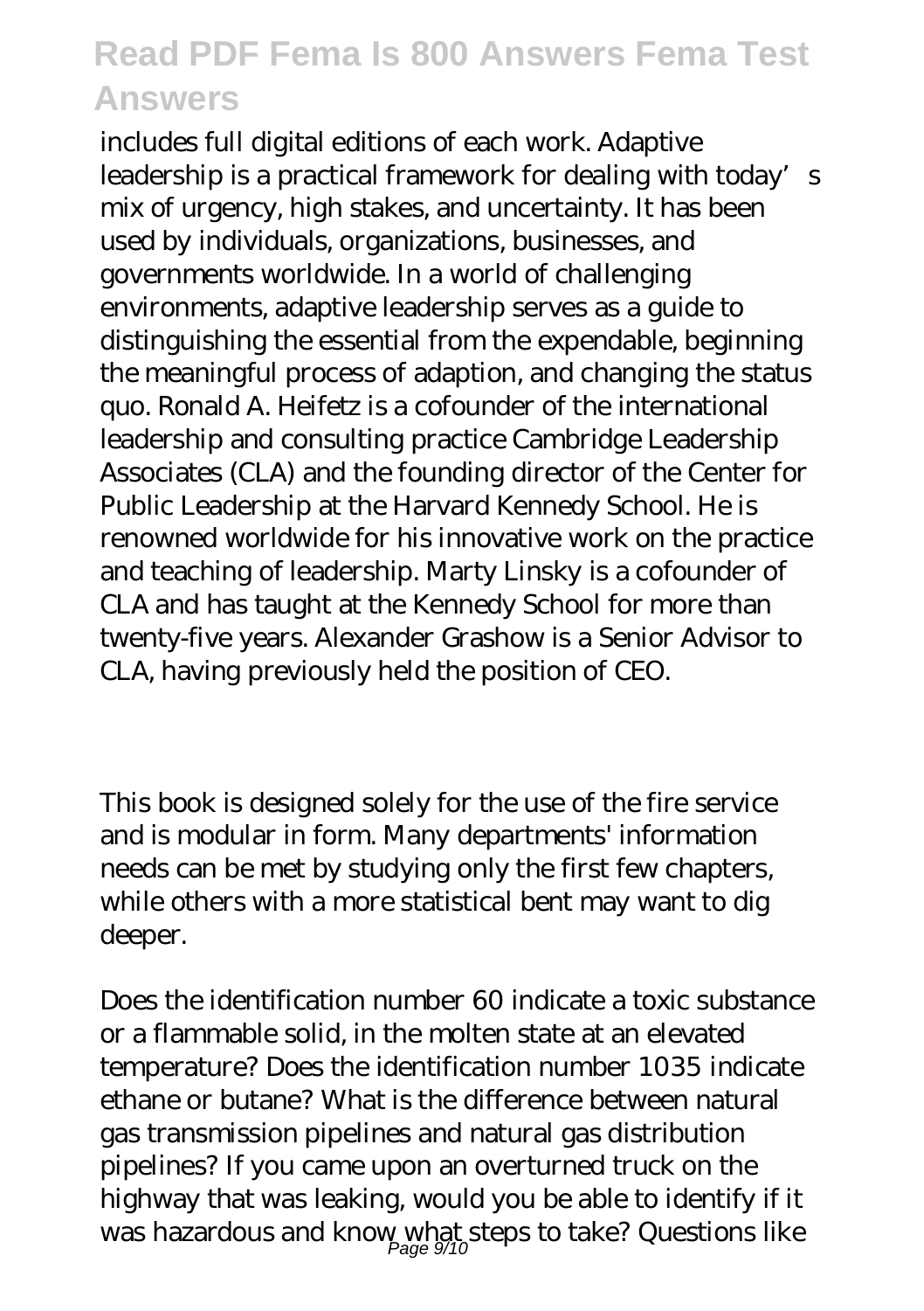includes full digital editions of each work. Adaptive leadership is a practical framework for dealing with today's mix of urgency, high stakes, and uncertainty. It has been used by individuals, organizations, businesses, and governments worldwide. In a world of challenging environments, adaptive leadership serves as a guide to distinguishing the essential from the expendable, beginning the meaningful process of adaption, and changing the status quo. Ronald A. Heifetz is a cofounder of the international leadership and consulting practice Cambridge Leadership Associates (CLA) and the founding director of the Center for Public Leadership at the Harvard Kennedy School. He is renowned worldwide for his innovative work on the practice and teaching of leadership. Marty Linsky is a cofounder of CLA and has taught at the Kennedy School for more than twenty-five years. Alexander Grashow is a Senior Advisor to CLA, having previously held the position of CEO.

This book is designed solely for the use of the fire service and is modular in form. Many departments' information needs can be met by studying only the first few chapters, while others with a more statistical bent may want to dig deeper.

Does the identification number 60 indicate a toxic substance or a flammable solid, in the molten state at an elevated temperature? Does the identification number 1035 indicate ethane or butane? What is the difference between natural gas transmission pipelines and natural gas distribution pipelines? If you came upon an overturned truck on the highway that was leaking, would you be able to identify if it was hazardous and know what steps to take? Questions like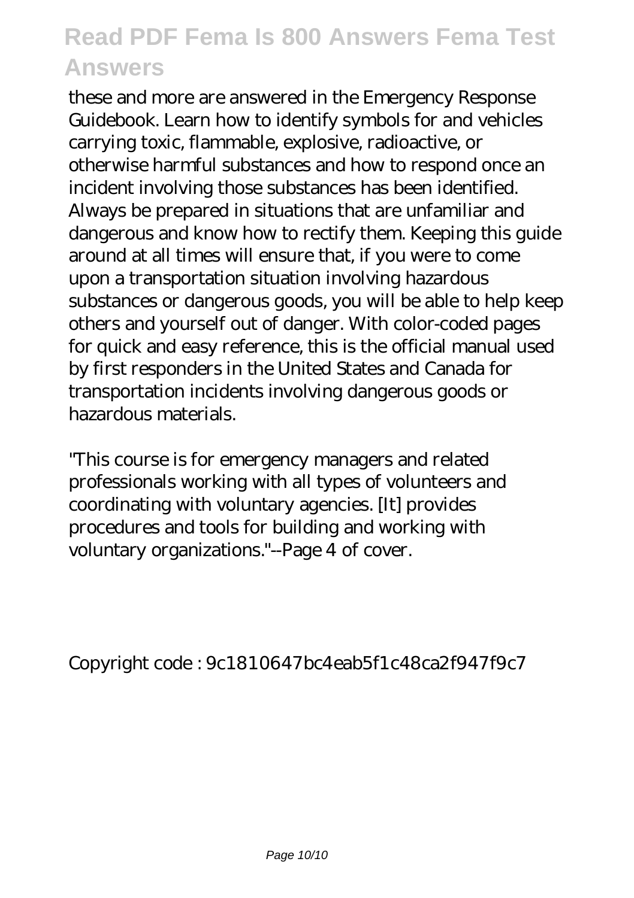these and more are answered in the Emergency Response Guidebook. Learn how to identify symbols for and vehicles carrying toxic, flammable, explosive, radioactive, or otherwise harmful substances and how to respond once an incident involving those substances has been identified. Always be prepared in situations that are unfamiliar and dangerous and know how to rectify them. Keeping this guide around at all times will ensure that, if you were to come upon a transportation situation involving hazardous substances or dangerous goods, you will be able to help keep others and yourself out of danger. With color-coded pages for quick and easy reference, this is the official manual used by first responders in the United States and Canada for transportation incidents involving dangerous goods or hazardous materials.

"This course is for emergency managers and related professionals working with all types of volunteers and coordinating with voluntary agencies. [It] provides procedures and tools for building and working with voluntary organizations."--Page 4 of cover.

Copyright code : 9c1810647bc4eab5f1c48ca2f947f9c7